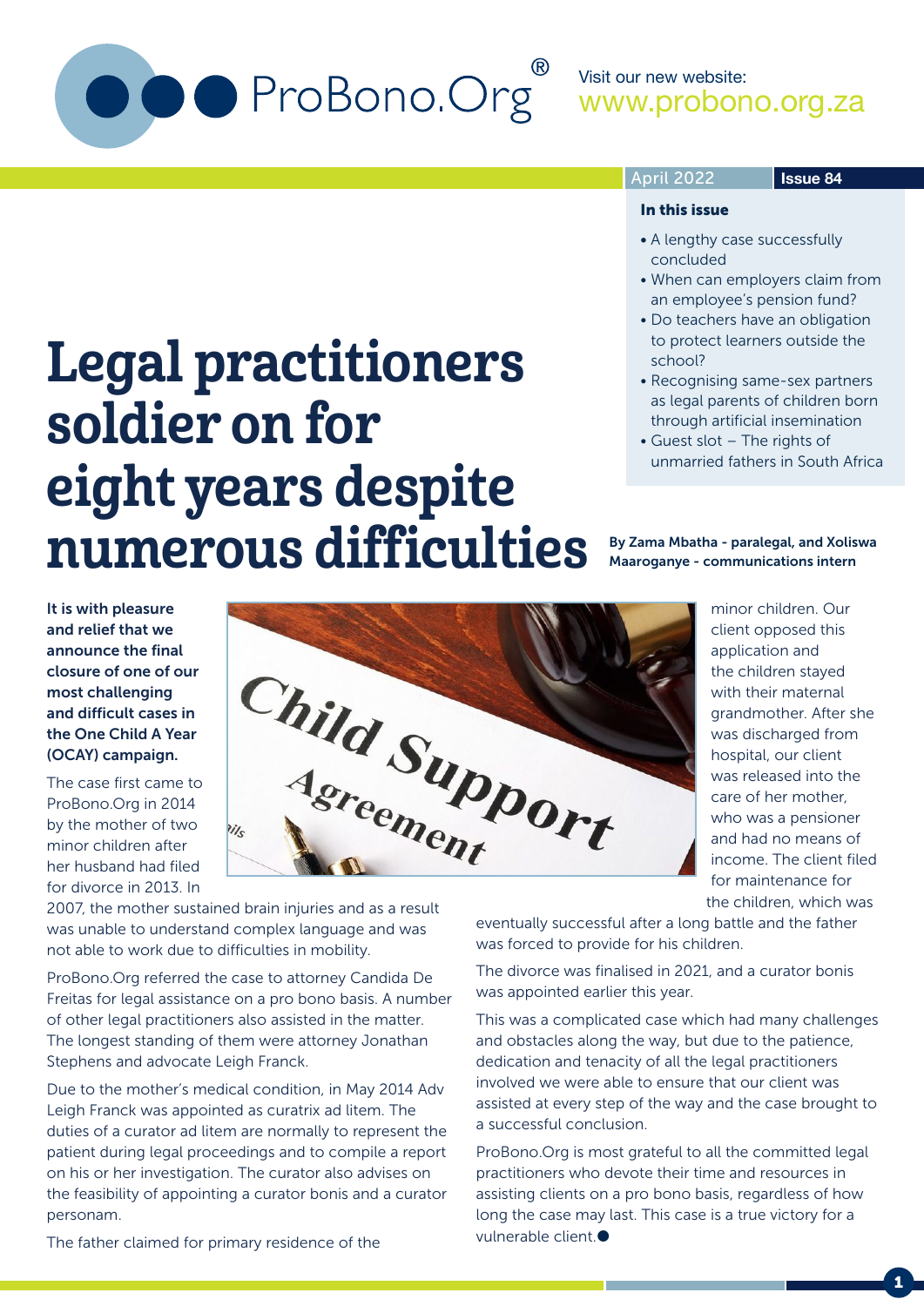ProBono.Org®

Visit our new website: www.probono.org.za

April 2022 | Issue 84

**In this issue**

- A lengthy case successfully concluded
- When can employers claim from an employee's pension fund?
- Do teachers have an obligation to protect learners outside the school?
- Recognising same-sex partners as legal parents of children born through artificial insemination
- Guest slot – The rights of unmarried fathers in South Africa

# Legal practitioners soldier on for eight years despite numerous difficulties

**By Zama Mbatha - paralegal, and Xoliswa Maaroganye - communications intern**

**It is with pleasure and relief that we announce the final closure of one of our most challenging and difficult cases in the One Child A Year (OCAY) campaign.**

The case first came to ProBono.Org in 2014 by the mother of two minor children after her husband had filed for divorce in 2013. In 2007, the mother sustained brain injuries and as a result was unable to understand complex language and was not able to work due to difficulties in mobility.

ProBono.Org referred the case to attorney Candida De Freitas for legal assistance on a pro bono basis. A number of other legal practitioners also assisted in the matter. The longest standing of them were attorney Jonathan Stephens and advocate Leigh Franck.

Due to the mother's medical condition, in May 2014 Adv Leigh Franck was appointed as curatrix ad litem. The duties of a curator ad litem are normally to represent the patient during legal proceedings and to compile a report on his or her investigation. The curator also advises on the feasibility of appointing a curator bonis and a curator personam.

The father claimed for primary residence of the minor children. Our client opposed this application and the children stayed with their maternal grandmother. After she was discharged from hospital, our client was released into the care of her mother, who was a pensioner and had no means of income. The client filed for maintenance for the children, which was eventually successful after a long battle and the father was forced to provide for his children.

The divorce was finalised in 2021, and a curator bonis was appointed earlier this year.

This was a complicated case which had many challenges and obstacles along the way, but due to the patience, dedication and tenacity of all the legal practitioners involved we were able to ensure that our client was assisted at every step of the way and the case brought to a successful conclusion.

ProBono.Org is most grateful to all the committed legal practitioners who devote their time and resources in assisting clients on a pro bono basis, regardless of how long the case may last. This case is a true victory for a vulnerable client.●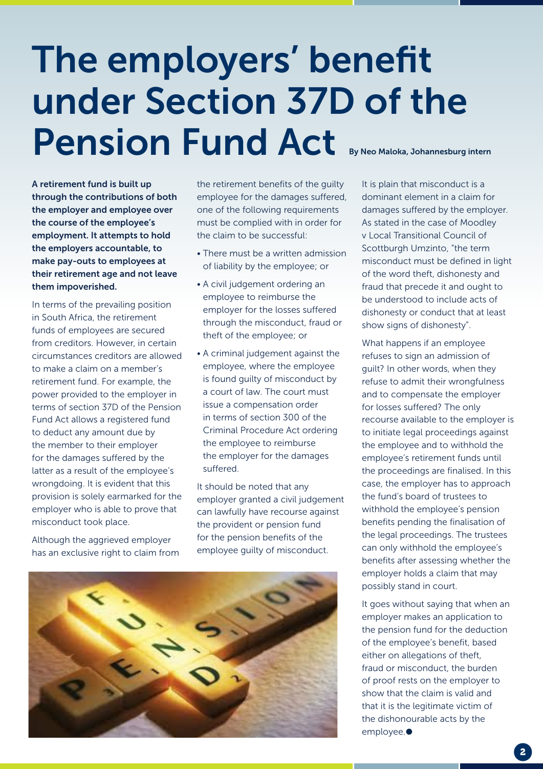# The employers' benefit under Section 37D of the Pension Fund Act

By Neo Maloka, Johannesburg intern

**A retirement fund is built up through the contributions of both the employer and employee over the course of the employee's employment. It attempts to hold the employers accountable, to make pay-outs to employees at their retirement age and not leave them impoverished.**

In terms of the prevailing position in South Africa, the retirement funds of employees are secured from creditors. However, in certain circumstances creditors are allowed to make a claim on a member's retirement fund. For example, the power provided to the employer in terms of section 37D of the Pension Fund Act allows a registered fund to deduct any amount due by the member to their employer for the damages suffered by the latter as a result of the employee's wrongdoing. It is evident that this provision is solely earmarked for the employer who is able to prove that misconduct took place.

Although the aggrieved employer has an exclusive right to claim from the retirement benefits of the guilty employee for the damages suffered, one of the following requirements must be complied with in order for the claim to be successful:

- There must be a written admission of liability by the employee; or
- A civil judgement ordering an employee to reimburse the employer for the losses suffered through the misconduct, fraud or theft of the employee; or
- A criminal judgement against the employee, where the employee is found guilty of misconduct by a court of law. The court must issue a compensation order in terms of section 300 of the Criminal Procedure Act ordering the employee to reimburse the employer for the damages suffered.

It should be noted that any employer granted a civil judgement can lawfully have recourse against the provident or pension fund for the pension benefits of the employee guilty of misconduct.

It is plain that misconduct is a dominant element in a claim for damages suffered by the employer. As stated in the case of Moodley v Local Transitional Council of Scottburgh Umzinto, "the term misconduct must be defined in light of the word theft, dishonesty and fraud that precede it and ought to be understood to include acts of dishonesty or conduct that at least show signs of dishonesty".

What happens if an employee refuses to sign an admission of guilt? In other words, when they refuse to admit their wrongfulness and to compensate the employer for losses suffered? The only recourse available to the employer is to initiate legal proceedings against the employee and to withhold the employee's retirement funds until the proceedings are finalised. In this case, the employer has to approach the fund's board of trustees to withhold the employee's pension benefits pending the finalisation of the legal proceedings. The trustees can only withhold the employee's benefits after assessing whether the employer holds a claim that may possibly stand in court.

It goes without saying that when an employer makes an application to the pension fund for the deduction of the employee's benefit, based either on allegations of theft, fraud or misconduct, the burden of proof rests on the employer to show that the claim is valid and that it is the legitimate victim of the dishonourable acts by the employee.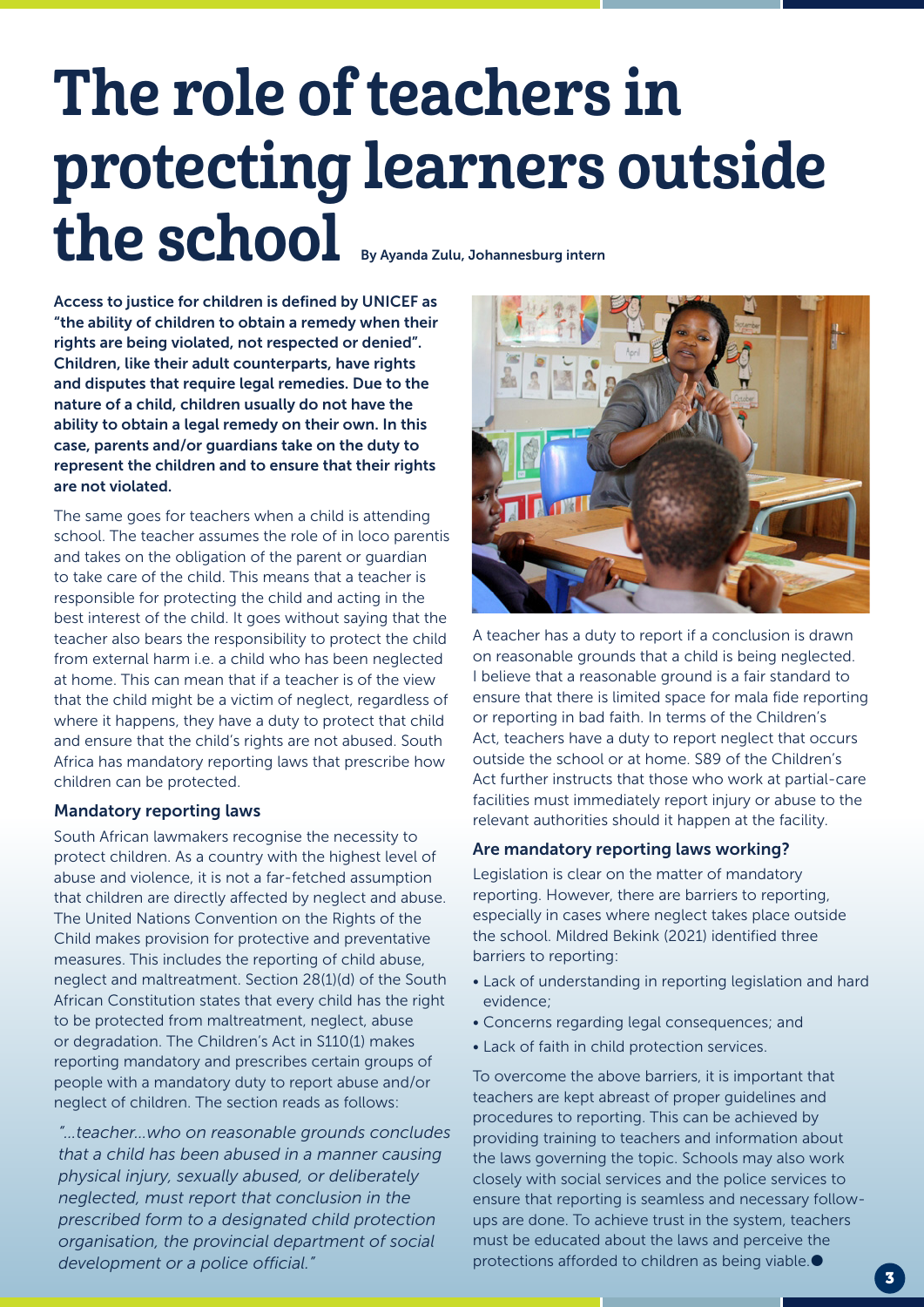# The role of teachers in protecting learners outside the school

By Ayanda Zulu, Johannesburg intern

**Access to justice for children is defined by UNICEF as "the ability of children to obtain a remedy when their rights are being violated, not respected or denied". Children, like their adult counterparts, have rights and disputes that require legal remedies. Due to the nature of a child, children usually do not have the ability to obtain a legal remedy on their own. In this case, parents and/or guardians take on the duty to represent the children and to ensure that their rights are not violated.**

The same goes for teachers when a child is attending school. The teacher assumes the role of in loco parentis and takes on the obligation of the parent or guardian to take care of the child. This means that a teacher is responsible for protecting the child and acting in the best interest of the child. It goes without saying that the teacher also bears the responsibility to protect the child from external harm i.e. a child who has been neglected at home. This can mean that if a teacher is of the view that the child might be a victim of neglect, regardless of where it happens, they have a duty to protect that child and ensure that the child's rights are not abused. South Africa has mandatory reporting laws that prescribe how children can be protected.

## Mandatory reporting laws

South African lawmakers recognise the necessity to protect children. As a country with the highest level of abuse and violence, it is not a far-fetched assumption that children are directly affected by neglect and abuse. The United Nations Convention on the Rights of the Child makes provision for protective and preventative measures. This includes the reporting of child abuse, neglect and maltreatment. Section 28(1)(d) of the South African Constitution states that every child has the right to be protected from maltreatment, neglect, abuse or degradation. The Children's Act in S110(1) makes reporting mandatory and prescribes certain groups of people with a mandatory duty to report abuse and/or neglect of children. The section reads as follows:

*"...teacher...who on reasonable grounds concludes that a child has been abused in a manner causing physical injury, sexually abused, or deliberately neglected, must report that conclusion in the prescribed form to a designated child protection organisation, the provincial department of social development or a police official."*

A teacher has a duty to report if a conclusion is drawn on reasonable grounds that a child is being neglected. I believe that a reasonable ground is a fair standard to ensure that there is limited space for mala fide reporting or reporting in bad faith. In terms of the Children's Act, teachers have a duty to report neglect that occurs outside the school or at home. S89 of the Children's Act further instructs that those who work at partial-care facilities must immediately report injury or abuse to the relevant authorities should it happen at the facility.

## Are mandatory reporting laws working?

Legislation is clear on the matter of mandatory reporting. However, there are barriers to reporting, especially in cases where neglect takes place outside the school. Mildred Bekink (2021) identified three barriers to reporting:

- Lack of understanding in reporting legislation and hard evidence;
- Concerns regarding legal consequences; and
- Lack of faith in child protection services.

To overcome the above barriers, it is important that teachers are kept abreast of proper guidelines and procedures to reporting. This can be achieved by providing training to teachers and information about the laws governing the topic. Schools may also work closely with social services and the police services to ensure that reporting is seamless and necessary follow-ups are done. To achieve trust in the system, teachers must be educated about the laws and perceive the protections afforded to children as being viable.●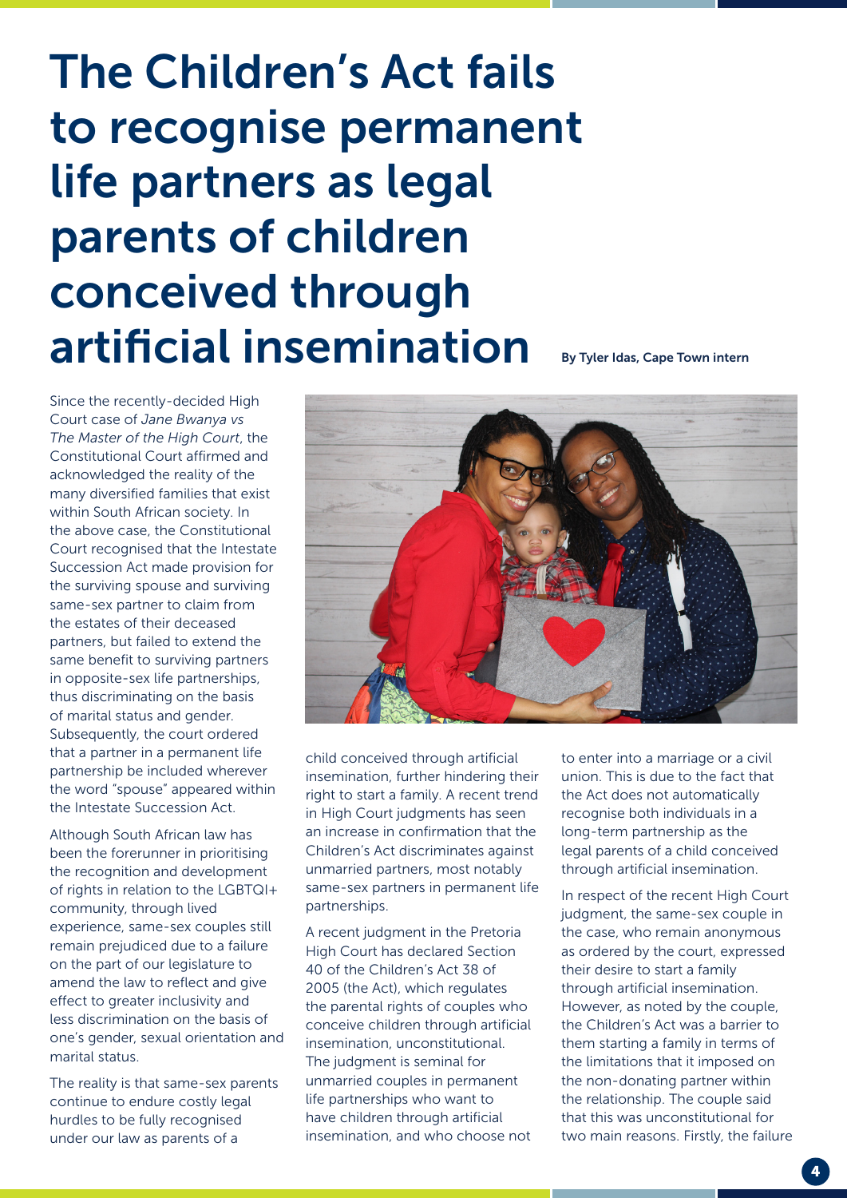# The Children's Act fails to recognise permanent life partners as legal parents of children conceived through artificial insemination

By Tyler Idas, Cape Town intern

Since the recently-decided High Court case of *Jane Bwanya vs The Master of the High Court*, the Constitutional Court affirmed and acknowledged the reality of the many diversified families that exist within South African society. In the above case, the Constitutional Court recognised that the Intestate Succession Act made provision for the surviving spouse and surviving same-sex partner to claim from the estates of their deceased partners, but failed to extend the same benefit to surviving partners in opposite-sex life partnerships, thus discriminating on the basis of marital status and gender. Subsequently, the court ordered that a partner in a permanent life partnership be included wherever the word "spouse" appeared within the Intestate Succession Act.

Although South African law has been the forerunner in prioritising the recognition and development of rights in relation to the LGBTQI+ community, through lived experience, same-sex couples still remain prejudiced due to a failure on the part of our legislature to amend the law to reflect and give effect to greater inclusivity and less discrimination on the basis of one's gender, sexual orientation and marital status.

The reality is that same-sex parents continue to endure costly legal hurdles to be fully recognised under our law as parents of a child conceived through artificial insemination, further hindering their right to start a family. A recent trend in High Court judgments has seen an increase in confirmation that the Children's Act discriminates against unmarried partners, most notably same-sex partners in permanent life partnerships.

A recent judgment in the Pretoria High Court has declared Section 40 of the Children's Act 38 of 2005 (the Act), which regulates the parental rights of couples who conceive children through artificial insemination, unconstitutional. The judgment is seminal for unmarried couples in permanent life partnerships who want to have children through artificial insemination, and who choose not to enter into a marriage or a civil union. This is due to the fact that the Act does not automatically recognise both individuals in a long-term partnership as the legal parents of a child conceived through artificial insemination.

In respect of the recent High Court judgment, the same-sex couple in the case, who remain anonymous as ordered by the court, expressed their desire to start a family through artificial insemination. However, as noted by the couple, the Children's Act was a barrier to them starting a family in terms of the limitations that it imposed on the non-donating partner within the relationship. The couple said that this was unconstitutional for two main reasons. Firstly, the failure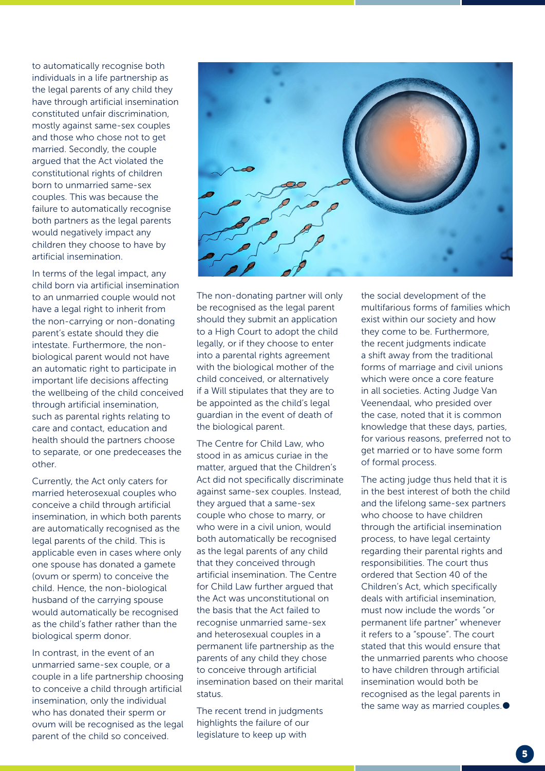to automatically recognise both individuals in a life partnership as the legal parents of any child they have through artificial insemination constituted unfair discrimination, mostly against same-sex couples and those who chose not to get married. Secondly, the couple argued that the Act violated the constitutional rights of children born to unmarried same-sex couples. This was because the failure to automatically recognise both partners as the legal parents would negatively impact any children they choose to have by artificial insemination.

In terms of the legal impact, any child born via artificial insemination to an unmarried couple would not have a legal right to inherit from the non-carrying or non-donating parent's estate should they die intestate. Furthermore, the non-biological parent would not have an automatic right to participate in important life decisions affecting the wellbeing of the child conceived through artificial insemination, such as parental rights relating to care and contact, education and health should the partners choose to separate, or one predeceases the other.

Currently, the Act only caters for married heterosexual couples who conceive a child through artificial insemination, in which both parents are automatically recognised as the legal parents of the child. This is applicable even in cases where only one spouse has donated a gamete (ovum or sperm) to conceive the child. Hence, the non-biological husband of the carrying spouse would automatically be recognised as the child's father rather than the biological sperm donor.

In contrast, in the event of an unmarried same-sex couple, or a couple in a life partnership choosing to conceive a child through artificial insemination, only the individual who has donated their sperm or ovum will be recognised as the legal parent of the child so conceived.

The non-donating partner will only be recognised as the legal parent should they submit an application to a High Court to adopt the child legally, or if they choose to enter into a parental rights agreement with the biological mother of the child conceived, or alternatively if a Will stipulates that they are to be appointed as the child's legal guardian in the event of death of the biological parent.

The Centre for Child Law, who stood in as amicus curiae in the matter, argued that the Children's Act did not specifically discriminate against same-sex couples. Instead, they argued that a same-sex couple who chose to marry, or who were in a civil union, would both automatically be recognised as the legal parents of any child that they conceived through artificial insemination. The Centre for Child Law further argued that the Act was unconstitutional on the basis that the Act failed to recognise unmarried same-sex and heterosexual couples in a permanent life partnership as the parents of any child they chose to conceive through artificial insemination based on their marital status.

The recent trend in judgments highlights the failure of our legislature to keep up with the social development of the multifarious forms of families which exist within our society and how they come to be. Furthermore, the recent judgments indicate a shift away from the traditional forms of marriage and civil unions which were once a core feature in all societies. Acting Judge Van Veenendaal, who presided over the case, noted that it is common knowledge that these days, parties, for various reasons, preferred not to get married or to have some form of formal process.

The acting judge thus held that it is in the best interest of both the child and the lifelong same-sex partners who choose to have children through the artificial insemination process, to have legal certainty regarding their parental rights and responsibilities. The court thus ordered that Section 40 of the Children's Act, which specifically deals with artificial insemination, must now include the words "or permanent life partner" whenever it refers to a "spouse". The court stated that this would ensure that the unmarried parents who choose to have children through artificial insemination would both be recognised as the legal parents in the same way as married couples. ●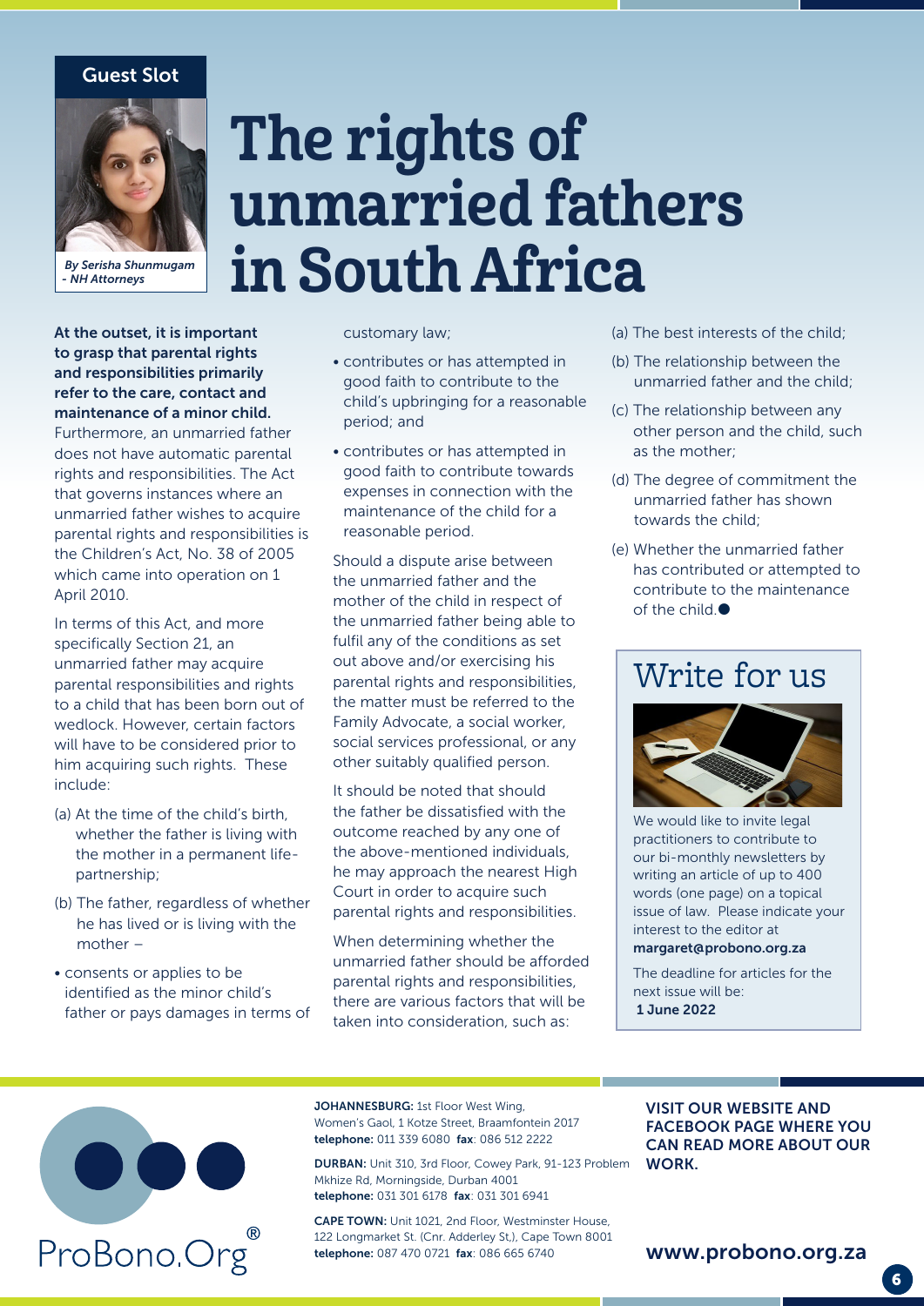Guest Slot

*By Serisha Shunmugam - NH Attorneys*

# The rights of unmarried fathers in South Africa

**At the outset, it is important to grasp that parental rights and responsibilities primarily refer to the care, contact and maintenance of a minor child.** Furthermore, an unmarried father does not have automatic parental rights and responsibilities. The Act that governs instances where an unmarried father wishes to acquire parental rights and responsibilities is the Children's Act, No. 38 of 2005 which came into operation on 1 April 2010.

In terms of this Act, and more specifically Section 21, an unmarried father may acquire parental responsibilities and rights to a child that has been born out of wedlock. However, certain factors will have to be considered prior to him acquiring such rights. These include:

(a) At the time of the child's birth, whether the father is living with the mother in a permanent life-partnership;

(b) The father, regardless of whether he has lived or is living with the mother –

- consents or applies to be identified as the minor child's father or pays damages in terms of customary law;
- contributes or has attempted in good faith to contribute to the child's upbringing for a reasonable period; and
- contributes or has attempted in good faith to contribute towards expenses in connection with the maintenance of the child for a reasonable period.

Should a dispute arise between the unmarried father and the mother of the child in respect of the unmarried father being able to fulfil any of the conditions as set out above and/or exercising his parental rights and responsibilities, the matter must be referred to the Family Advocate, a social worker, social services professional, or any other suitably qualified person.

It should be noted that should the father be dissatisfied with the outcome reached by any one of the above-mentioned individuals, he may approach the nearest High Court in order to acquire such parental rights and responsibilities.

When determining whether the unmarried father should be afforded parental rights and responsibilities, there are various factors that will be taken into consideration, such as:

(a) The best interests of the child;

(b) The relationship between the unmarried father and the child;

(c) The relationship between any other person and the child, such as the mother;

(d) The degree of commitment the unmarried father has shown towards the child;

(e) Whether the unmarried father has contributed or attempted to contribute to the maintenance of the child.●

## Write for us

We would like to invite legal practitioners to contribute to our bi-monthly newsletters by writing an article of up to 400 words (one page) on a topical issue of law. Please indicate your interest to the editor at **margaret@probono.org.za**

The deadline for articles for the next issue will be: **1 June 2022**

---

ProBono.Org®

**JOHANNESBURG:** 1st Floor West Wing, Women's Gaol, 1 Kotze Street, Braamfontein 2017
**telephone:** 011 339 6080 **fax**: 086 512 2222

**DURBAN:** Unit 310, 3rd Floor, Cowey Park, 91-123 Problem Mkhize Rd, Morningside, Durban 4001
**telephone:** 031 301 6178 **fax**: 031 301 6941

**CAPE TOWN:** Unit 1021, 2nd Floor, Westminster House, 122 Longmarket St. (Cnr. Adderley St,), Cape Town 8001
**telephone:** 087 470 0721 **fax**: 086 665 6740

**VISIT OUR WEBSITE AND FACEBOOK PAGE WHERE YOU CAN READ MORE ABOUT OUR WORK.**

**www.probono.org.za**